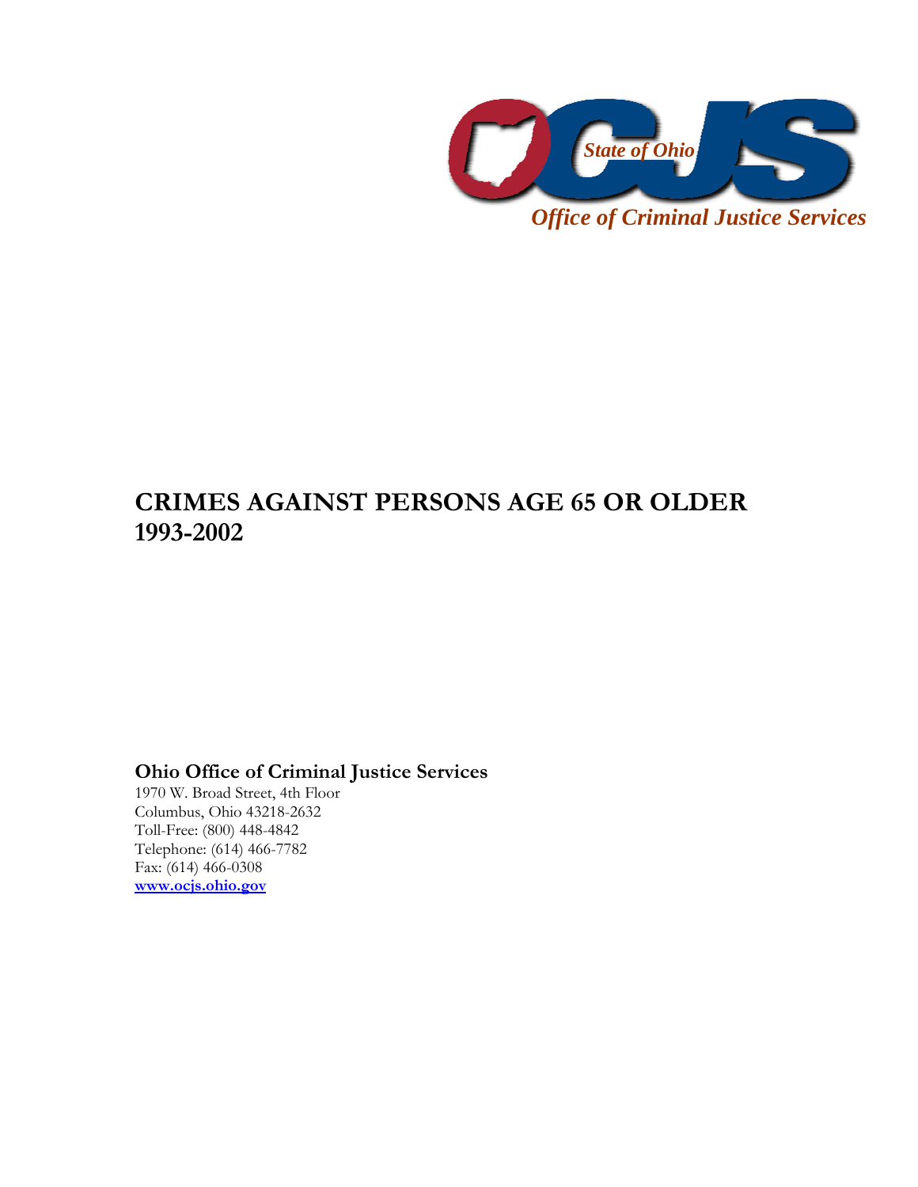OCJS

*State of Ohio*

*Office of Criminal Justice Services*

# CRIMES AGAINST PERSONS AGE 65 OR OLDER 1993-2002

**Ohio Office of Criminal Justice Services**

1970 W. Broad Street, 4th Floor
Columbus, Ohio 43218-2632
Toll-Free: (800) 448-4842
Telephone: (614) 466-7782
Fax: (614) 466-0308
**www.ocjs.ohio.gov**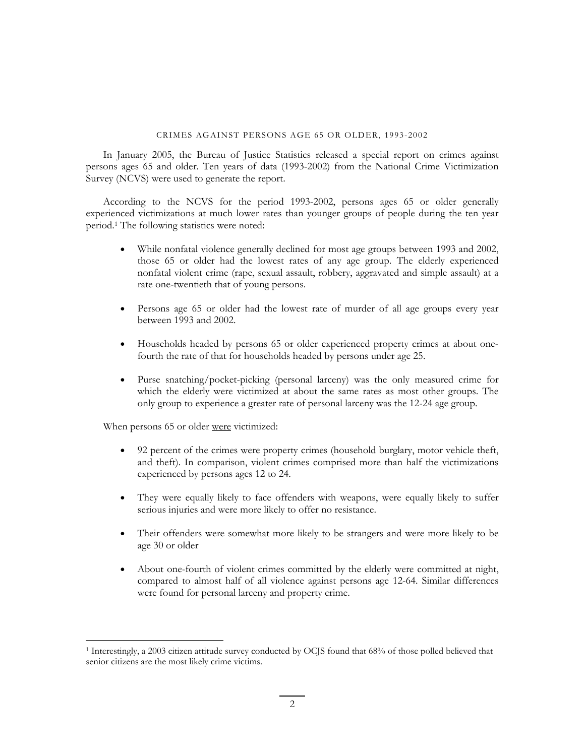## CRIMES AGAINST PERSONS AGE 65 OR OLDER, 1993-2002

In January 2005, the Bureau of Justice Statistics released a special report on crimes against persons ages 65 and older. Ten years of data (1993-2002) from the National Crime Victimization Survey (NCVS) were used to generate the report.

According to the NCVS for the period 1993-2002, persons ages 65 or older generally experienced victimizations at much lower rates than younger groups of people during the ten year period.[1] The following statistics were noted:

- While nonfatal violence generally declined for most age groups between 1993 and 2002, those 65 or older had the lowest rates of any age group. The elderly experienced nonfatal violent crime (rape, sexual assault, robbery, aggravated and simple assault) at a rate one-twentieth that of young persons.

- Persons age 65 or older had the lowest rate of murder of all age groups every year between 1993 and 2002.

- Households headed by persons 65 or older experienced property crimes at about one-fourth the rate of that for households headed by persons under age 25.

- Purse snatching/pocket-picking (personal larceny) was the only measured crime for which the elderly were victimized at about the same rates as most other groups. The only group to experience a greater rate of personal larceny was the 12-24 age group.

When persons 65 or older were victimized:

- 92 percent of the crimes were property crimes (household burglary, motor vehicle theft, and theft). In comparison, violent crimes comprised more than half the victimizations experienced by persons ages 12 to 24.

- They were equally likely to face offenders with weapons, were equally likely to suffer serious injuries and were more likely to offer no resistance.

- Their offenders were somewhat more likely to be strangers and were more likely to be age 30 or older

- About one-fourth of violent crimes committed by the elderly were committed at night, compared to almost half of all violence against persons age 12-64. Similar differences were found for personal larceny and property crime.

---

[1] Interestingly, a 2003 citizen attitude survey conducted by OCJS found that 68% of those polled believed that senior citizens are the most likely crime victims.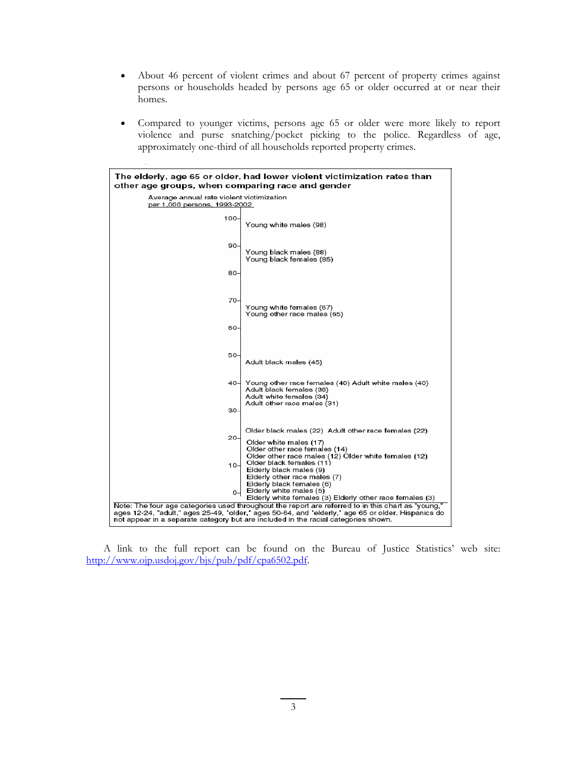- About 46 percent of violent crimes and about 67 percent of property crimes against persons or households headed by persons age 65 or older occurred at or near their homes.

- Compared to younger victims, persons age 65 or older were more likely to report violence and purse snatching/pocket picking to the police. Regardless of age, approximately one-third of all households reported property crimes.

**The elderly, age 65 or older, had lower violent victimization rates than other age groups, when comparing race and gender**

Average annual rate violent victimization per 1,000 persons, 1993-2002

100
Young white males (98)

90
Young black males (88)
Young black females (85)

80

70
Young white females (67)
Young other race males (65)

60

50
Adult black males (45)

40
Young other race females (40) Adult white males (40)
Adult black females (38)
Adult white females (34)
Adult other race males (31)

30

Older black males (22) Adult other race females (22)

20
Older white males (17)
Older other race females (14)
Older other race males (12) Older white females (12)

10
Older black females (11)
Elderly black males (9)
Elderly other race males (7)
Elderly black females (6)

0
Elderly white males (5)
Elderly white females (3) Elderly other race females (3)

Note: The four age categories used throughout the report are referred to in this chart as "young," ages 12-24, "adult," ages 25-49, "older," ages 50-64, and "elderly," age 65 or older. Hispanics do not appear in a separate category but are included in the racial categories shown.

A link to the full report can be found on the Bureau of Justice Statistics' web site: http://www.ojp.usdoj.gov/bjs/pub/pdf/cpa6502.pdf.